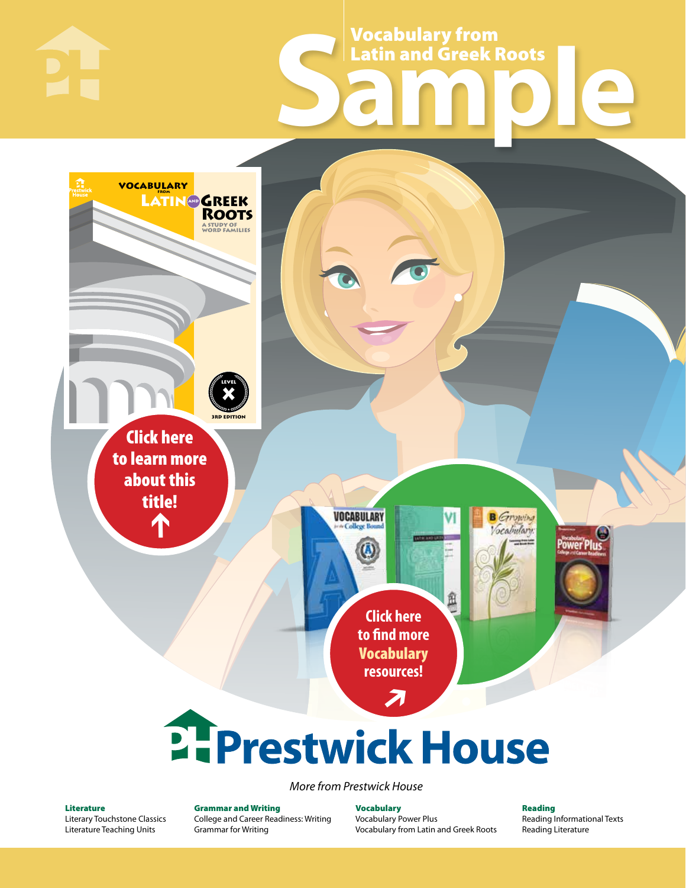# Vocabulary from Latin and Greek Roots

# Sample

Click here to learn more about this title!

Click here to find more **Vocabulary** resources!

**Prestwick House**

*More from Prestwick House*

**Literature**
Literary Touchstone Classics
Literature Teaching Units

**Grammar and Writing**
College and Career Readiness: Writing
Grammar for Writing

**Vocabulary**
Vocabulary Power Plus
Vocabulary from Latin and Greek Roots

**Reading**
Reading Informational Texts
Reading Literature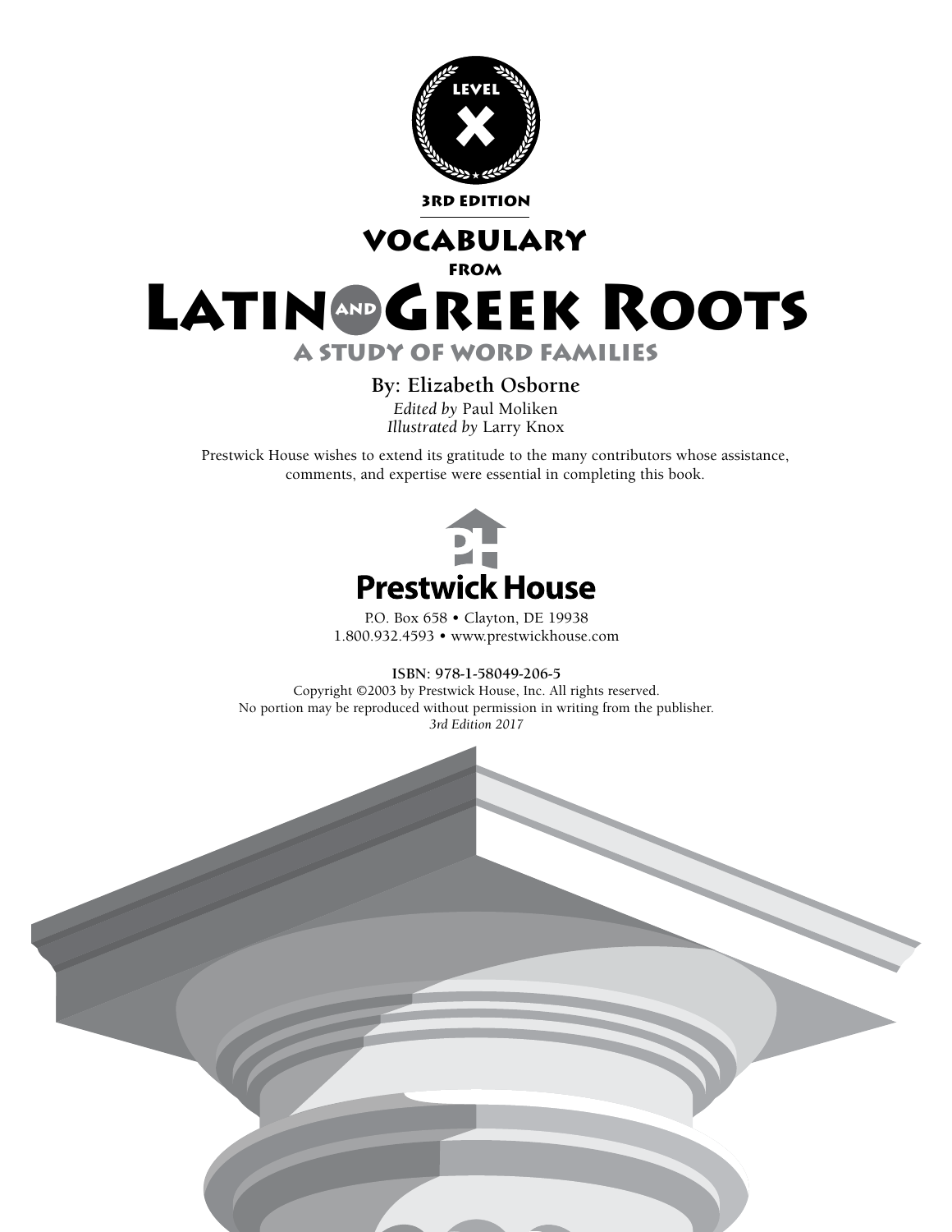LEVEL

X

3RD EDITION

# VOCABULARY FROM LATIN AND GREEK ROOTS

## A STUDY OF WORD FAMILIES

**By: Elizabeth Osborne**

*Edited by* Paul Moliken

*Illustrated by* Larry Knox

Prestwick House wishes to extend its gratitude to the many contributors whose assistance, comments, and expertise were essential in completing this book.

**Prestwick House**

P.O. Box 658 • Clayton, DE 19938

1.800.932.4593 • www.prestwickhouse.com

**ISBN: 978-1-58049-206-5**

Copyright ©2003 by Prestwick House, Inc. All rights reserved.

No portion may be reproduced without permission in writing from the publisher.

*3rd Edition 2017*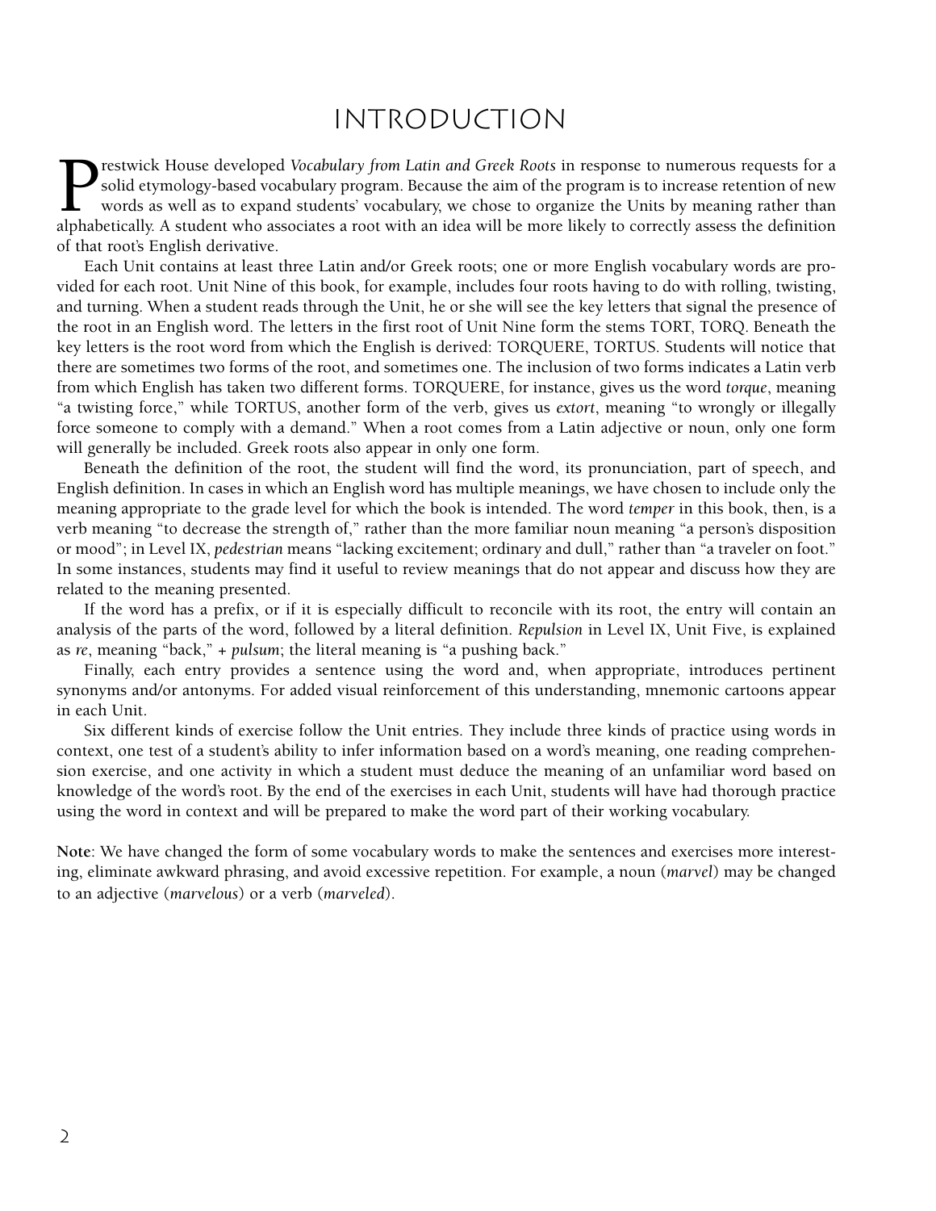# INTRODUCTION

Prestwick House developed *Vocabulary from Latin and Greek Roots* in response to numerous requests for a solid etymology-based vocabulary program. Because the aim of the program is to increase retention of new words as well as to expand students' vocabulary, we chose to organize the Units by meaning rather than alphabetically. A student who associates a root with an idea will be more likely to correctly assess the definition of that root's English derivative.

Each Unit contains at least three Latin and/or Greek roots; one or more English vocabulary words are provided for each root. Unit Nine of this book, for example, includes four roots having to do with rolling, twisting, and turning. When a student reads through the Unit, he or she will see the key letters that signal the presence of the root in an English word. The letters in the first root of Unit Nine form the stems TORT, TORQ. Beneath the key letters is the root word from which the English is derived: TORQUERE, TORTUS. Students will notice that there are sometimes two forms of the root, and sometimes one. The inclusion of two forms indicates a Latin verb from which English has taken two different forms. TORQUERE, for instance, gives us the word *torque*, meaning "a twisting force," while TORTUS, another form of the verb, gives us *extort*, meaning "to wrongly or illegally force someone to comply with a demand." When a root comes from a Latin adjective or noun, only one form will generally be included. Greek roots also appear in only one form.

Beneath the definition of the root, the student will find the word, its pronunciation, part of speech, and English definition. In cases in which an English word has multiple meanings, we have chosen to include only the meaning appropriate to the grade level for which the book is intended. The word *temper* in this book, then, is a verb meaning "to decrease the strength of," rather than the more familiar noun meaning "a person's disposition or mood"; in Level IX, *pedestrian* means "lacking excitement; ordinary and dull," rather than "a traveler on foot." In some instances, students may find it useful to review meanings that do not appear and discuss how they are related to the meaning presented.

If the word has a prefix, or if it is especially difficult to reconcile with its root, the entry will contain an analysis of the parts of the word, followed by a literal definition. *Repulsion* in Level IX, Unit Five, is explained as *re*, meaning "back," + *pulsum*; the literal meaning is "a pushing back."

Finally, each entry provides a sentence using the word and, when appropriate, introduces pertinent synonyms and/or antonyms. For added visual reinforcement of this understanding, mnemonic cartoons appear in each Unit.

Six different kinds of exercise follow the Unit entries. They include three kinds of practice using words in context, one test of a student's ability to infer information based on a word's meaning, one reading comprehension exercise, and one activity in which a student must deduce the meaning of an unfamiliar word based on knowledge of the word's root. By the end of the exercises in each Unit, students will have had thorough practice using the word in context and will be prepared to make the word part of their working vocabulary.

**Note**: We have changed the form of some vocabulary words to make the sentences and exercises more interesting, eliminate awkward phrasing, and avoid excessive repetition. For example, a noun (*marvel*) may be changed to an adjective (*marvelous*) or a verb (*marveled*).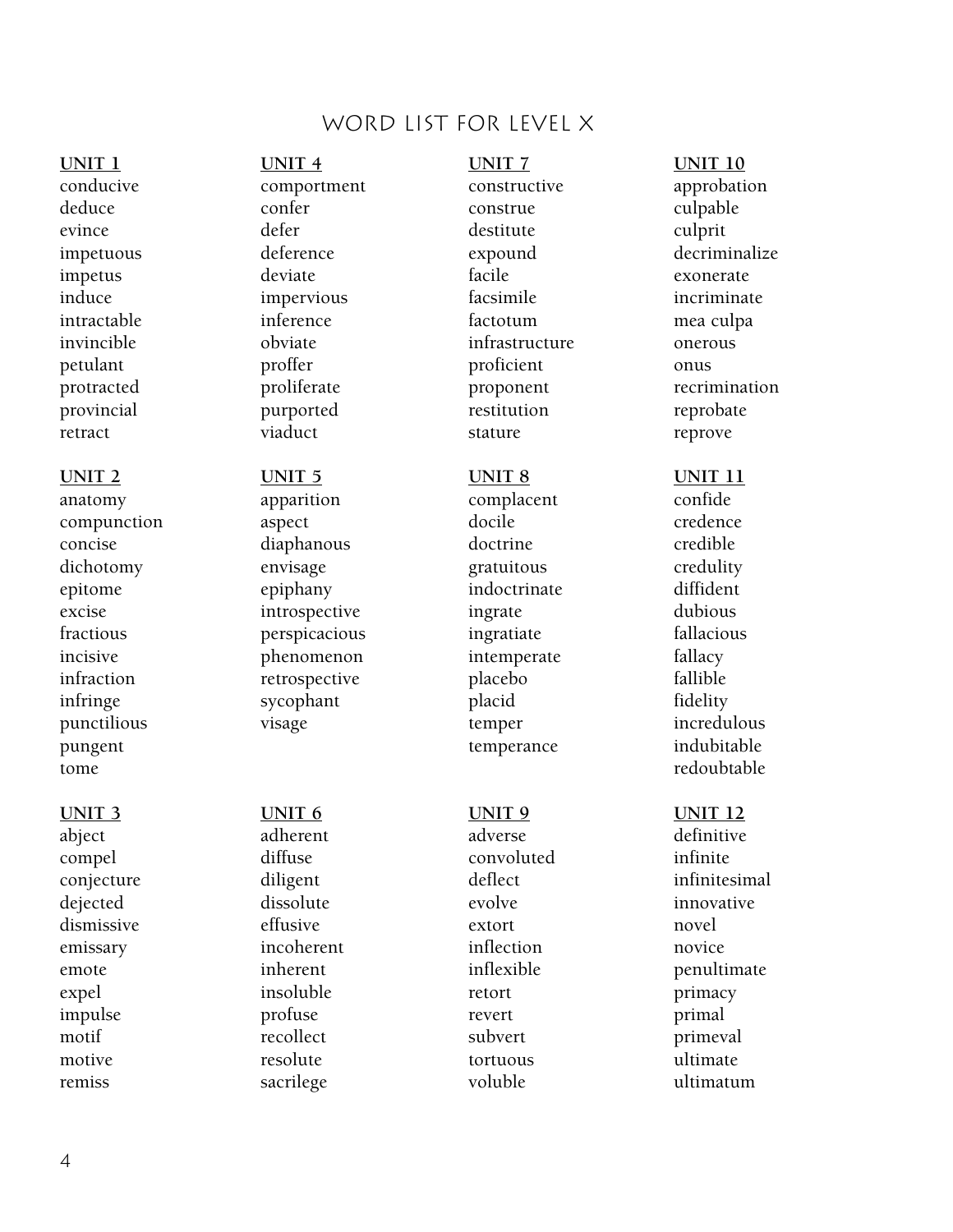# WORD LIST FOR LEVEL X

**UNIT 1**
conducive
deduce
evince
impetuous
impetus
induce
intractable
invincible
petulant
protracted
provincial
retract

**UNIT 2**
anatomy
compunction
concise
dichotomy
epitome
excise
fractious
incisive
infraction
infringe
punctilious
pungent
tome

**UNIT 3**
abject
compel
conjecture
dejected
dismissive
emissary
emote
expel
impulse
motif
motive
remiss

**UNIT 4**
comportment
confer
defer
deference
deviate
impervious
inference
obviate
proffer
proliferate
purported
viaduct

**UNIT 5**
apparition
aspect
diaphanous
envisage
epiphany
introspective
perspicacious
phenomenon
retrospective
sycophant
visage

**UNIT 6**
adherent
diffuse
diligent
dissolute
effusive
incoherent
inherent
insoluble
profuse
recollect
resolute
sacrilege

**UNIT 7**
constructive
construe
destitute
expound
facile
facsimile
factotum
infrastructure
proficient
proponent
restitution
stature

**UNIT 8**
complacent
docile
doctrine
gratuitous
indoctrinate
ingrate
ingratiate
intemperate
placebo
placid
temper
temperance

**UNIT 9**
adverse
convoluted
deflect
evolve
extort
inflection
inflexible
retort
revert
subvert
tortuous
voluble

**UNIT 10**
approbation
culpable
culprit
decriminalize
exonerate
incriminate
mea culpa
onerous
onus
recrimination
reprobate
reprove

**UNIT 11**
confide
credence
credible
credulity
diffident
dubious
fallacious
fallacy
fallible
fidelity
incredulous
indubitable
redoubtable

**UNIT 12**
definitive
infinite
infinitesimal
innovative
novel
novice
penultimate
primacy
primal
primeval
ultimate
ultimatum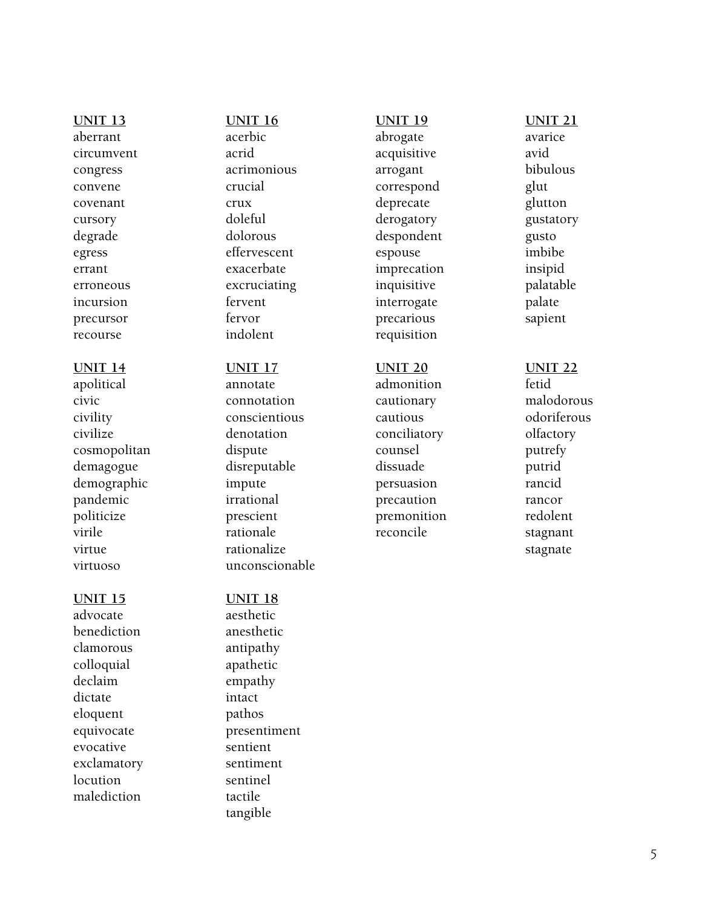**UNIT 13**
aberrant
circumvent
congress
convene
covenant
cursory
degrade
egress
errant
erroneous
incursion
precursor
recourse

**UNIT 14**
apolitical
civic
civility
civilize
cosmopolitan
demagogue
demographic
pandemic
politicize
virile
virtue
virtuoso

**UNIT 15**
advocate
benediction
clamorous
colloquial
declaim
dictate
eloquent
equivocate
evocative
exclamatory
locution
malediction

**UNIT 16**
acerbic
acrid
acrimonious
crucial
crux
doleful
dolorous
effervescent
exacerbate
excruciating
fervent
fervor
indolent

**UNIT 17**
annotate
connotation
conscientious
denotation
dispute
disreputable
impute
irrational
prescient
rationale
rationalize
unconscionable

**UNIT 18**
aesthetic
anesthetic
antipathy
apathetic
empathy
intact
pathos
presentiment
sentient
sentiment
sentinel
tactile
tangible

**UNIT 19**
abrogate
acquisitive
arrogant
correspond
deprecate
derogatory
despondent
espouse
imprecation
inquisitive
interrogate
precarious
requisition

**UNIT 20**
admonition
cautionary
cautious
conciliatory
counsel
dissuade
persuasion
precaution
premonition
reconcile

**UNIT 21**
avarice
avid
bibulous
glut
glutton
gustatory
gusto
imbibe
insipid
palatable
palate
sapient

**UNIT 22**
fetid
malodorous
odoriferous
olfactory
putrefy
putrid
rancid
rancor
redolent
stagnant
stagnate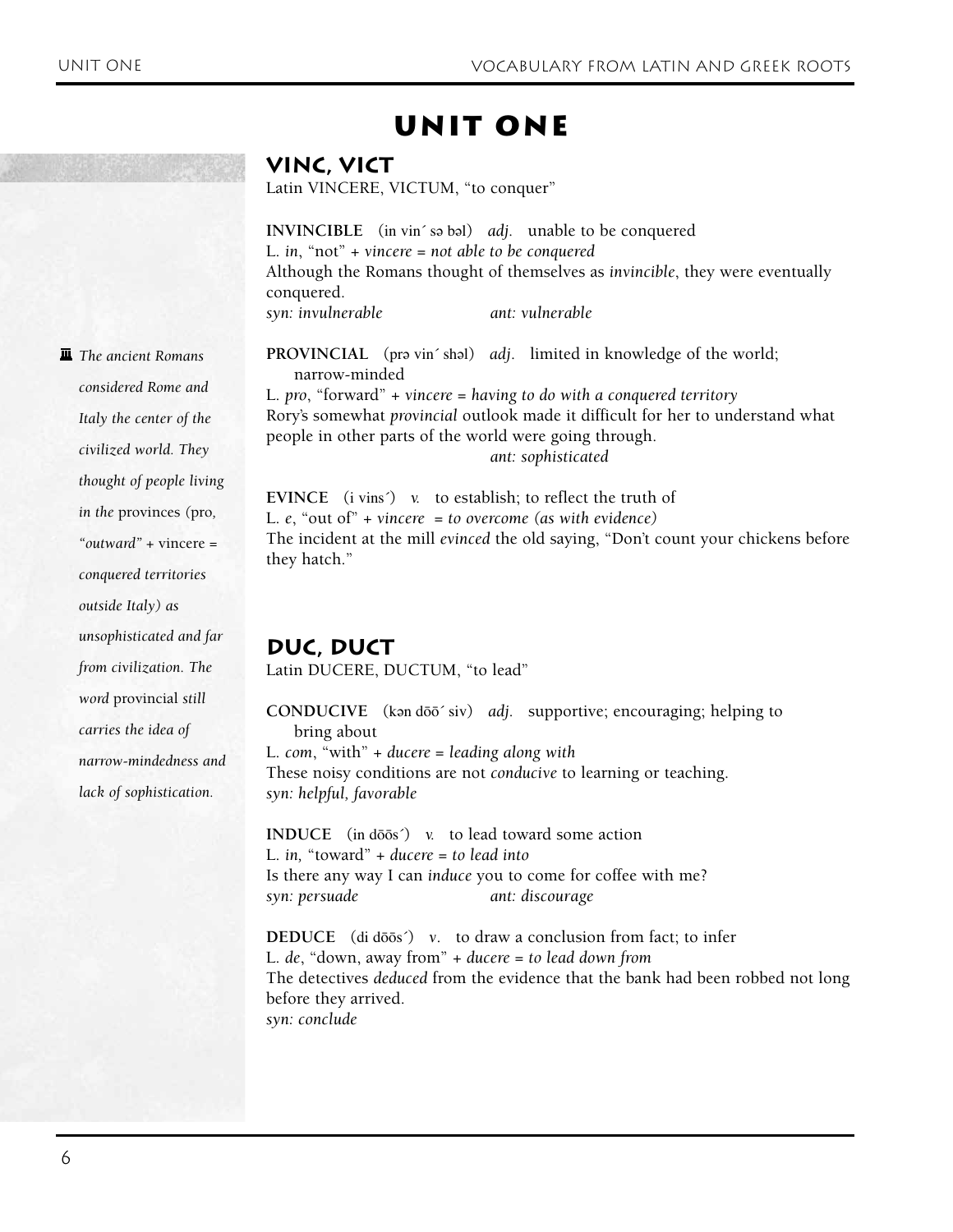# UNIT ONE

## VINC, VICT

Latin VINCERE, VICTUM, "to conquer"

**INVINCIBLE** (in vin´ sə bəl) *adj.* unable to be conquered
L. *in*, "not" + *vincere = not able to be conquered*
Although the Romans thought of themselves as *invincible*, they were eventually conquered.
*syn: invulnerable* *ant: vulnerable*

**PROVINCIAL** (prə vin´ shəl) *adj.* limited in knowledge of the world; narrow-minded
L. *pro*, "forward" + *vincere = having to do with a conquered territory*
Rory's somewhat *provincial* outlook made it difficult for her to understand what people in other parts of the world were going through.
*ant: sophisticated*

*The ancient Romans considered Rome and Italy the center of the civilized world. They thought of people living in the* provinces *(*pro*, "outward" +* vincere *= conquered territories outside Italy) as unsophisticated and far from civilization. The word* provincial *still carries the idea of narrow-mindedness and lack of sophistication.*

**EVINCE** (i vins´) *v.* to establish; to reflect the truth of
L. *e*, "out of" + *vincere = to overcome (as with evidence)*
The incident at the mill *evinced* the old saying, "Don't count your chickens before they hatch."

## DUC, DUCT

Latin DUCERE, DUCTUM, "to lead"

**CONDUCIVE** (kən dōō´ siv) *adj.* supportive; encouraging; helping to bring about
L. *com*, "with" + *ducere = leading along with*
These noisy conditions are not *conducive* to learning or teaching.
*syn: helpful, favorable*

**INDUCE** (in dōōs´) *v.* to lead toward some action
L. *in*, "toward" + *ducere = to lead into*
Is there any way I can *induce* you to come for coffee with me?
*syn: persuade* *ant: discourage*

**DEDUCE** (di dōōs´) *v.* to draw a conclusion from fact; to infer
L. *de*, "down, away from" + *ducere = to lead down from*
The detectives *deduced* from the evidence that the bank had been robbed not long before they arrived.
*syn: conclude*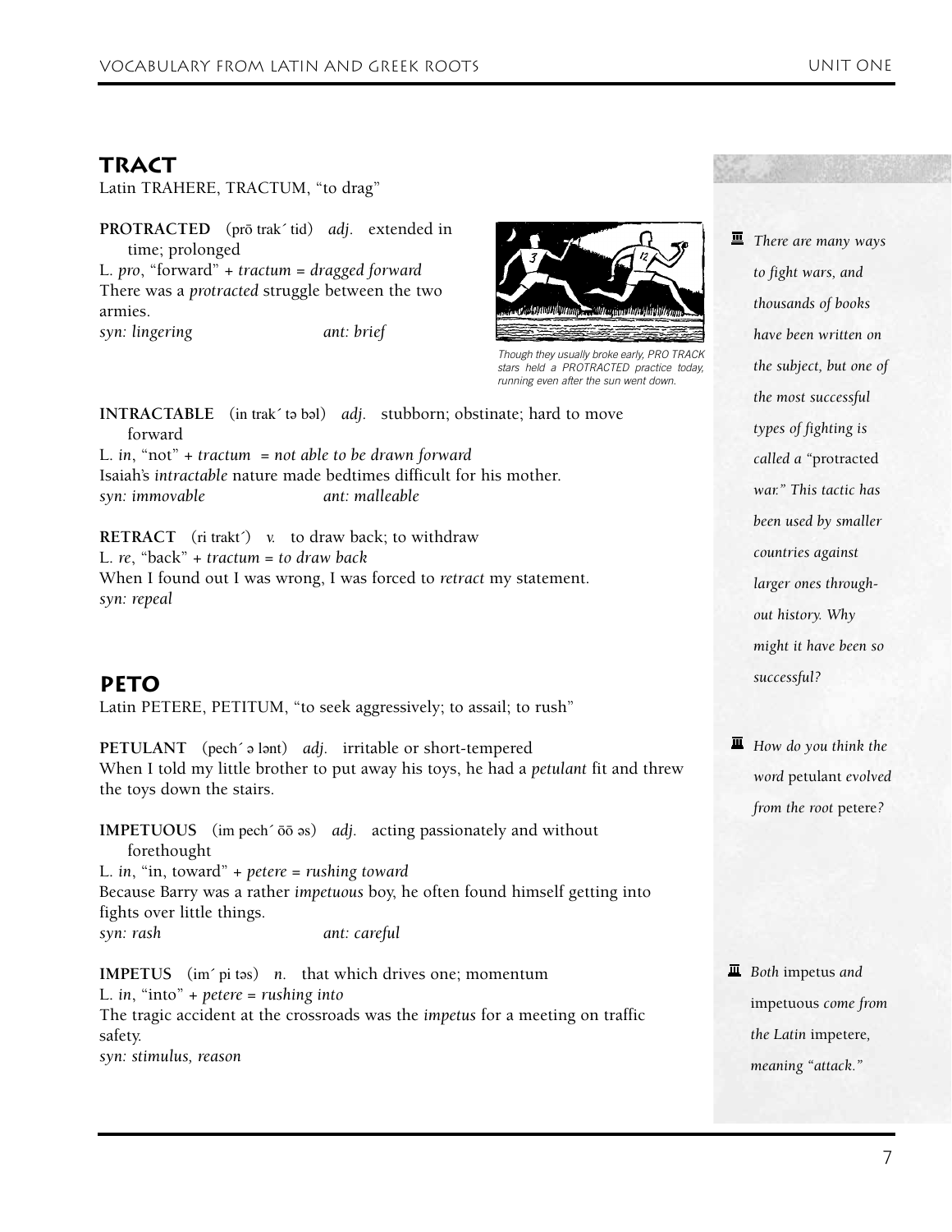## TRACT

Latin TRAHERE, TRACTUM, "to drag"

**PROTRACTED** (prō trak´ tid) *adj.* extended in time; prolonged
L. *pro*, "forward" + *tractum* = *dragged forward*
There was a *protracted* struggle between the two armies.
*syn: lingering* *ant: brief*

*Though they usually broke early, PRO TRACK stars held a PROTRACTED practice today, running even after the sun went down.*

**INTRACTABLE** (in trak´ tə bəl) *adj.* stubborn; obstinate; hard to move forward
L. *in*, "not" + *tractum* = *not able to be drawn forward*
Isaiah's *intractable* nature made bedtimes difficult for his mother.
*syn: immovable* *ant: malleable*

**RETRACT** (ri trakt´) *v.* to draw back; to withdraw
L. *re*, "back" + *tractum* = *to draw back*
When I found out I was wrong, I was forced to *retract* my statement.
*syn: repeal*

*There are many ways to fight wars, and thousands of books have been written on the subject, but one of the most successful types of fighting is called a "*protracted *war." This tactic has been used by smaller countries against larger ones throughout history. Why might it have been so successful?*

## PETO

Latin PETERE, PETITUM, "to seek aggressively; to assail; to rush"

**PETULANT** (pech´ ə lənt) *adj.* irritable or short-tempered
When I told my little brother to put away his toys, he had a *petulant* fit and threw the toys down the stairs.

*How do you think the word* petulant *evolved from the root* petere*?*

**IMPETUOUS** (im pech´ ōō əs) *adj.* acting passionately and without forethought
L. *in*, "in, toward" + *petere* = *rushing toward*
Because Barry was a rather *impetuous* boy, he often found himself getting into fights over little things.
*syn: rash* *ant: careful*

**IMPETUS** (im´ pi təs) *n.* that which drives one; momentum
L. *in*, "into" + *petere* = *rushing into*
The tragic accident at the crossroads was the *impetus* for a meeting on traffic safety.
*syn: stimulus, reason*

*Both* impetus *and* impetuous *come from the Latin* impetere*, meaning "attack."*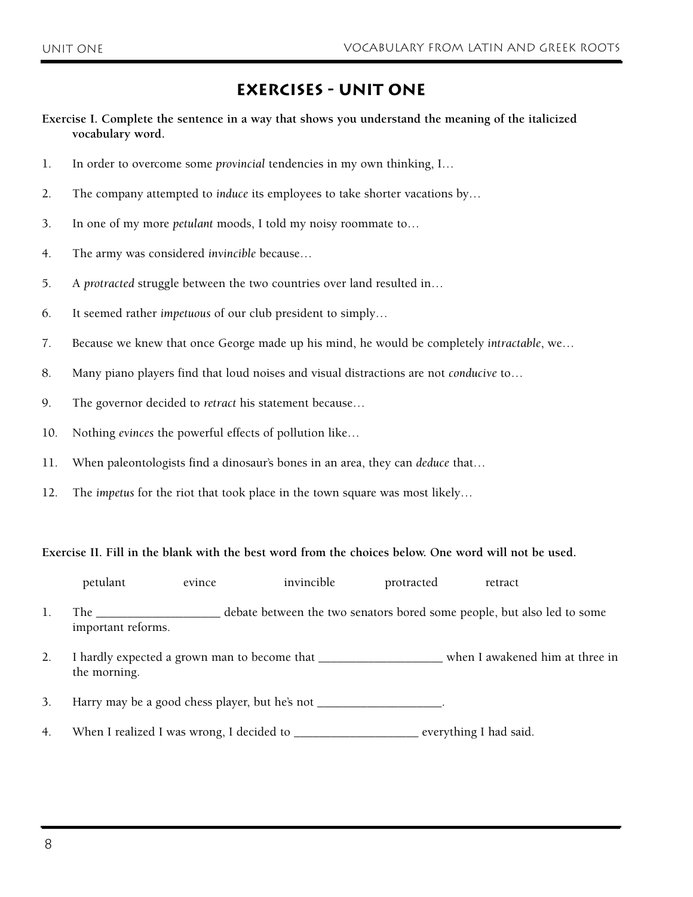# EXERCISES - UNIT ONE

**Exercise I. Complete the sentence in a way that shows you understand the meaning of the italicized vocabulary word.**

1. In order to overcome some *provincial* tendencies in my own thinking, I…
2. The company attempted to *induce* its employees to take shorter vacations by…
3. In one of my more *petulant* moods, I told my noisy roommate to…
4. The army was considered *invincible* because…
5. A *protracted* struggle between the two countries over land resulted in…
6. It seemed rather *impetuous* of our club president to simply…
7. Because we knew that once George made up his mind, he would be completely *intractable*, we…
8. Many piano players find that loud noises and visual distractions are not *conducive* to…
9. The governor decided to *retract* his statement because…
10. Nothing *evinces* the powerful effects of pollution like…
11. When paleontologists find a dinosaur's bones in an area, they can *deduce* that…
12. The *impetus* for the riot that took place in the town square was most likely…

**Exercise II. Fill in the blank with the best word from the choices below. One word will not be used.**

petulant     evince     invincible     protracted     retract

1. The ____________________ debate between the two senators bored some people, but also led to some important reforms.
2. I hardly expected a grown man to become that ____________________ when I awakened him at three in the morning.
3. Harry may be a good chess player, but he's not ____________________.
4. When I realized I was wrong, I decided to ____________________ everything I had said.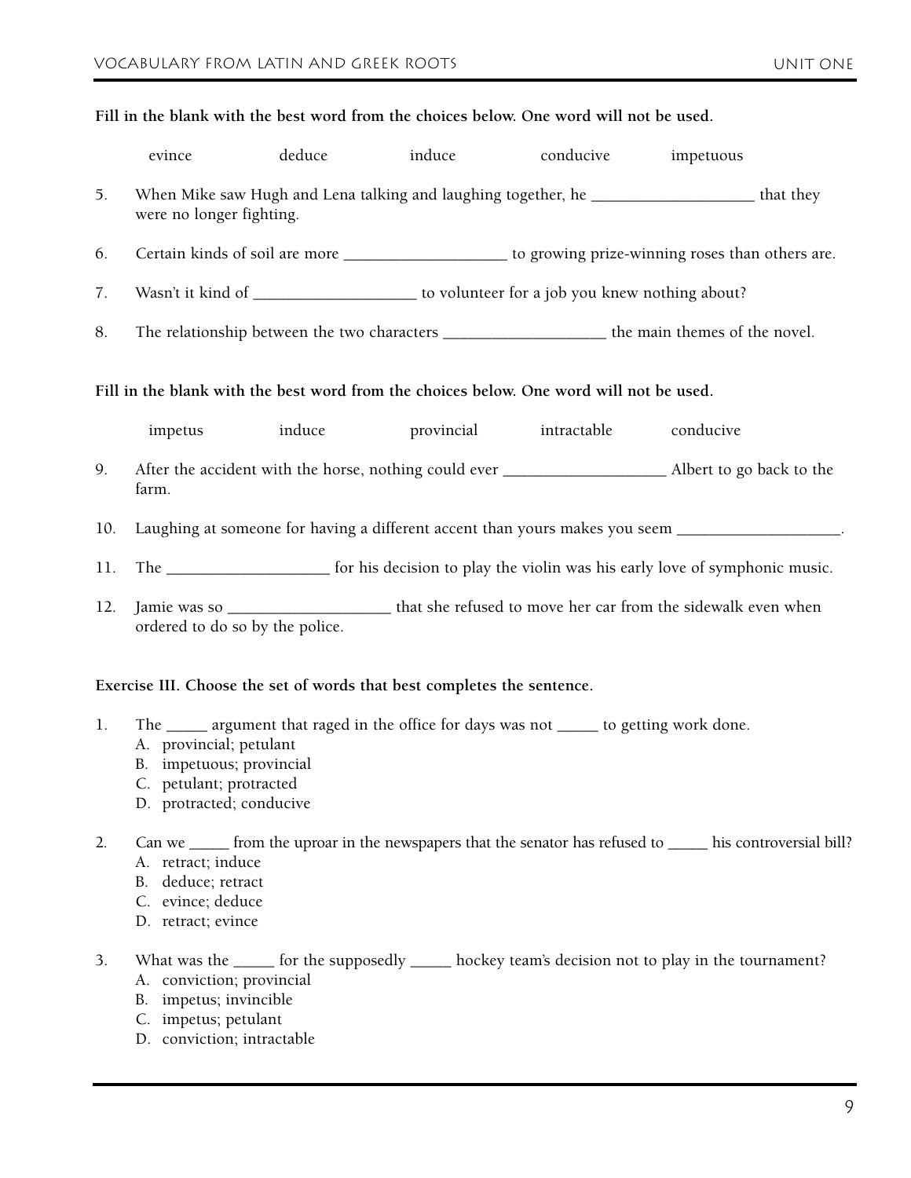**Fill in the blank with the best word from the choices below. One word will not be used.**

evince deduce induce conducive impetuous

5. When Mike saw Hugh and Lena talking and laughing together, he ____________________ that they were no longer fighting.

6. Certain kinds of soil are more ____________________ to growing prize-winning roses than others are.

7. Wasn't it kind of ____________________ to volunteer for a job you knew nothing about?

8. The relationship between the two characters ____________________ the main themes of the novel.

**Fill in the blank with the best word from the choices below. One word will not be used.**

impetus induce provincial intractable conducive

9. After the accident with the horse, nothing could ever ____________________ Albert to go back to the farm.

10. Laughing at someone for having a different accent than yours makes you seem ____________________.

11. The ____________________ for his decision to play the violin was his early love of symphonic music.

12. Jamie was so ____________________ that she refused to move her car from the sidewalk even when ordered to do so by the police.

**Exercise III. Choose the set of words that best completes the sentence.**

1. The _____ argument that raged in the office for days was not _____ to getting work done.
   A. provincial; petulant
   B. impetuous; provincial
   C. petulant; protracted
   D. protracted; conducive

2. Can we _____ from the uproar in the newspapers that the senator has refused to _____ his controversial bill?
   A. retract; induce
   B. deduce; retract
   C. evince; deduce
   D. retract; evince

3. What was the _____ for the supposedly _____ hockey team's decision not to play in the tournament?
   A. conviction; provincial
   B. impetus; invincible
   C. impetus; petulant
   D. conviction; intractable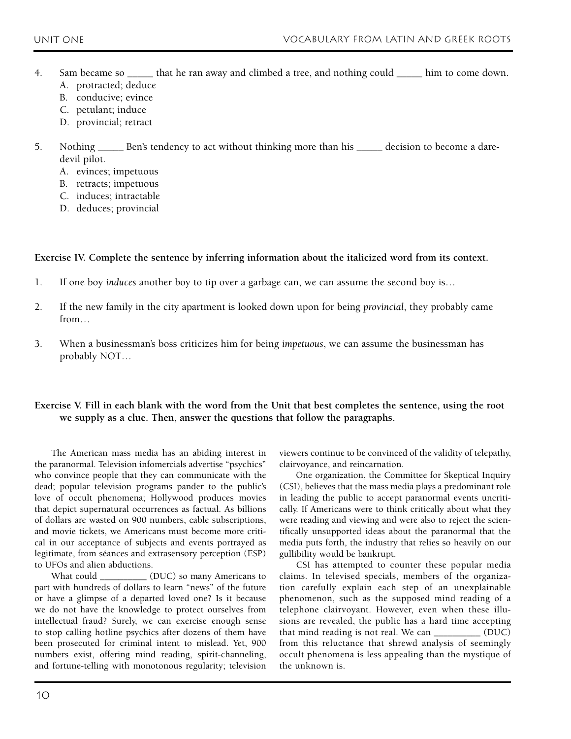4. Sam became so _____ that he ran away and climbed a tree, and nothing could _____ him to come down.
   A. protracted; deduce
   B. conducive; evince
   C. petulant; induce
   D. provincial; retract

5. Nothing _____ Ben's tendency to act without thinking more than his _____ decision to become a daredevil pilot.
   A. evinces; impetuous
   B. retracts; impetuous
   C. induces; intractable
   D. deduces; provincial

**Exercise IV. Complete the sentence by inferring information about the italicized word from its context.**

1. If one boy *induces* another boy to tip over a garbage can, we can assume the second boy is…

2. If the new family in the city apartment is looked down upon for being *provincial*, they probably came from…

3. When a businessman's boss criticizes him for being *impetuous*, we can assume the businessman has probably NOT…

**Exercise V. Fill in each blank with the word from the Unit that best completes the sentence, using the root we supply as a clue. Then, answer the questions that follow the paragraphs.**

The American mass media has an abiding interest in the paranormal. Television infomercials advertise "psychics" who convince people that they can communicate with the dead; popular television programs pander to the public's love of occult phenomena; Hollywood produces movies that depict supernatural occurrences as factual. As billions of dollars are wasted on 900 numbers, cable subscriptions, and movie tickets, we Americans must become more critical in our acceptance of subjects and events portrayed as legitimate, from séances and extrasensory perception (ESP) to UFOs and alien abductions.

What could __________ (DUC) so many Americans to part with hundreds of dollars to learn "news" of the future or have a glimpse of a departed loved one? Is it because we do not have the knowledge to protect ourselves from intellectual fraud? Surely, we can exercise enough sense to stop calling hotline psychics after dozens of them have been prosecuted for criminal intent to mislead. Yet, 900 numbers exist, offering mind reading, spirit-channeling, and fortune-telling with monotonous regularity; television viewers continue to be convinced of the validity of telepathy, clairvoyance, and reincarnation.

One organization, the Committee for Skeptical Inquiry (CSI), believes that the mass media plays a predominant role in leading the public to accept paranormal events uncritically. If Americans were to think critically about what they were reading and viewing and were also to reject the scientifically unsupported ideas about the paranormal that the media puts forth, the industry that relies so heavily on our gullibility would be bankrupt.

CSI has attempted to counter these popular media claims. In televised specials, members of the organization carefully explain each step of an unexplainable phenomenon, such as the supposed mind reading of a telephone clairvoyant. However, even when these illusions are revealed, the public has a hard time accepting that mind reading is not real. We can __________ (DUC) from this reluctance that shrewd analysis of seemingly occult phenomena is less appealing than the mystique of the unknown is.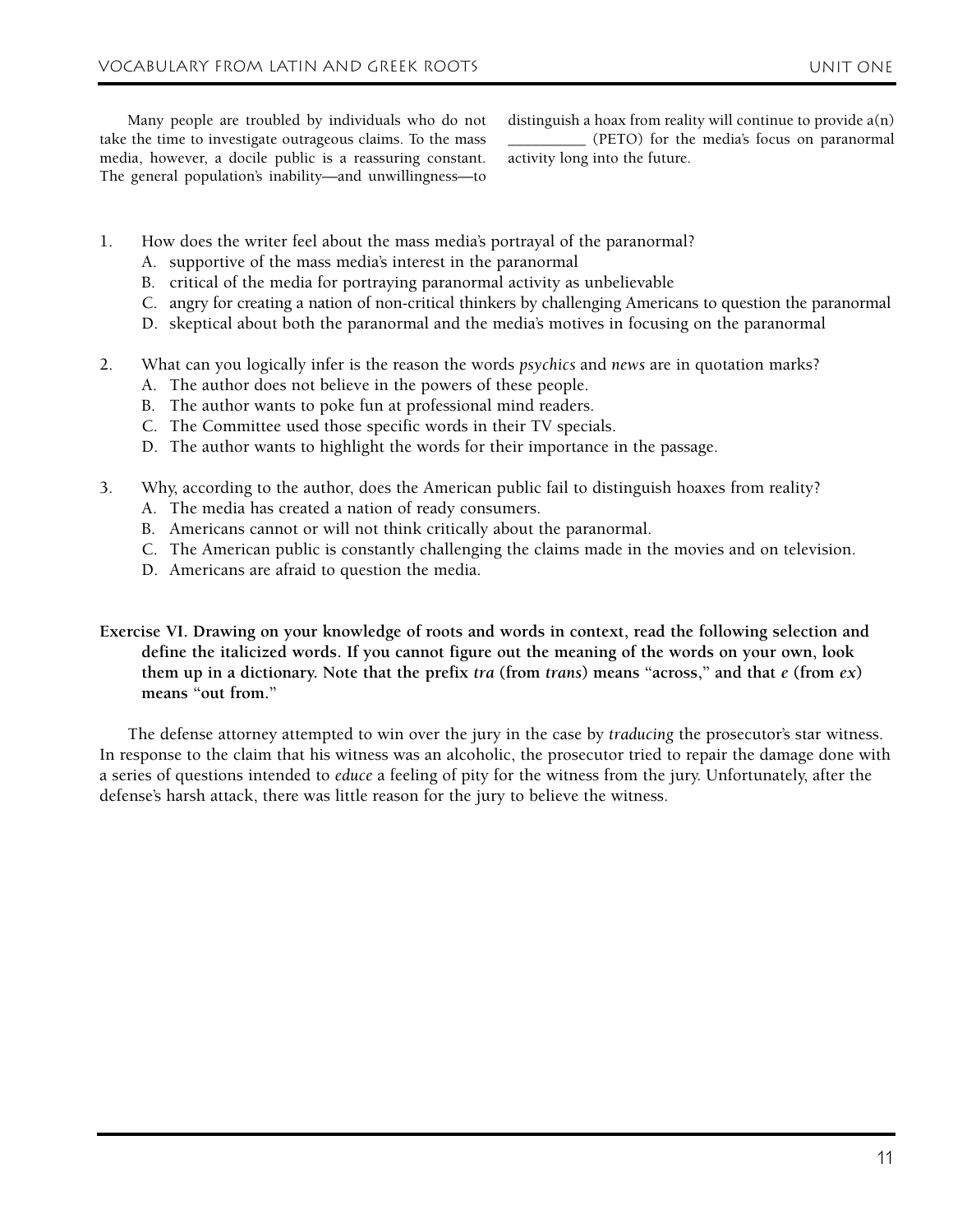Many people are troubled by individuals who do not take the time to investigate outrageous claims. To the mass media, however, a docile public is a reassuring constant. The general population's inability—and unwillingness—to distinguish a hoax from reality will continue to provide a(n) __________ (PETO) for the media's focus on paranormal activity long into the future.

1. How does the writer feel about the mass media's portrayal of the paranormal?
   A. supportive of the mass media's interest in the paranormal
   B. critical of the media for portraying paranormal activity as unbelievable
   C. angry for creating a nation of non-critical thinkers by challenging Americans to question the paranormal
   D. skeptical about both the paranormal and the media's motives in focusing on the paranormal

2. What can you logically infer is the reason the words *psychics* and *news* are in quotation marks?
   A. The author does not believe in the powers of these people.
   B. The author wants to poke fun at professional mind readers.
   C. The Committee used those specific words in their TV specials.
   D. The author wants to highlight the words for their importance in the passage.

3. Why, according to the author, does the American public fail to distinguish hoaxes from reality?
   A. The media has created a nation of ready consumers.
   B. Americans cannot or will not think critically about the paranormal.
   C. The American public is constantly challenging the claims made in the movies and on television.
   D. Americans are afraid to question the media.

**Exercise VI. Drawing on your knowledge of roots and words in context, read the following selection and define the italicized words. If you cannot figure out the meaning of the words on your own, look them up in a dictionary. Note that the prefix *tra* (from *trans*) means "across," and that *e* (from *ex*) means "out from."**

The defense attorney attempted to win over the jury in the case by *traducing* the prosecutor's star witness. In response to the claim that his witness was an alcoholic, the prosecutor tried to repair the damage done with a series of questions intended to *educe* a feeling of pity for the witness from the jury. Unfortunately, after the defense's harsh attack, there was little reason for the jury to believe the witness.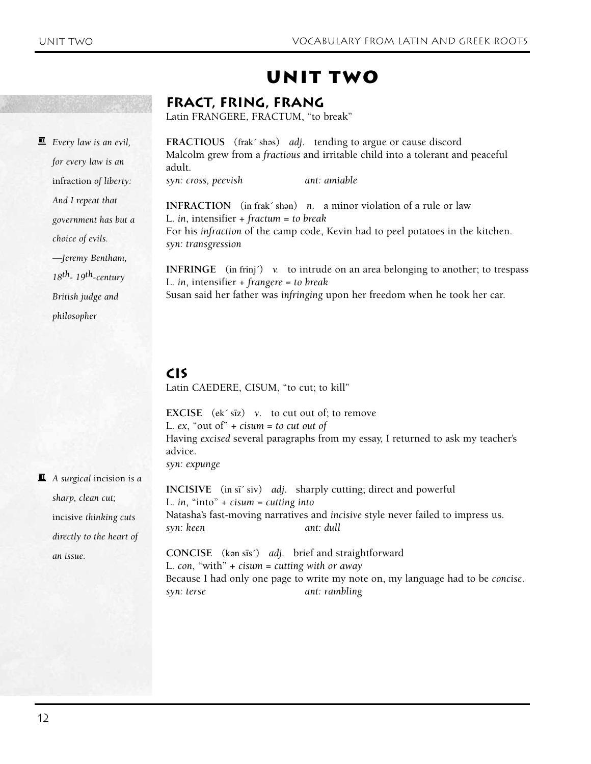# UNIT TWO

## FRACT, FRING, FRANG

Latin FRANGERE, FRACTUM, "to break"

**FRACTIOUS** (frak´ shəs) *adj.* tending to argue or cause discord
Malcolm grew from a *fractious* and irritable child into a tolerant and peaceful adult.
*syn: cross, peevish* *ant: amiable*

**INFRACTION** (in frak´ shən) *n.* a minor violation of a rule or law
L. *in*, intensifier + *fractum = to break*
For his *infraction* of the camp code, Kevin had to peel potatoes in the kitchen.
*syn: transgression*

**INFRINGE** (in frinj´) *v.* to intrude on an area belonging to another; to trespass
L. *in*, intensifier + *frangere = to break*
Susan said her father was *infringing* upon her freedom when he took her car.

*Every law is an evil, for every law is an* infraction *of liberty: And I repeat that government has but a choice of evils.*
*—Jeremy Bentham, 18th- 19th-century British judge and philosopher*

## CIS

Latin CAEDERE, CISUM, "to cut; to kill"

**EXCISE** (ek´ sīz) *v.* to cut out of; to remove
L. *ex*, "out of" + *cisum = to cut out of*
Having *excised* several paragraphs from my essay, I returned to ask my teacher's advice.
*syn: expunge*

**INCISIVE** (in sī´ siv) *adj.* sharply cutting; direct and powerful
L. *in*, "into" + *cisum = cutting into*
Natasha's fast-moving narratives and *incisive* style never failed to impress us.
*syn: keen* *ant: dull*

**CONCISE** (kən sīs´) *adj.* brief and straightforward
L. *con*, "with" + *cisum = cutting with or away*
Because I had only one page to write my note on, my language had to be *concise*.
*syn: terse* *ant: rambling*

*A surgical* incision *is a sharp, clean cut;* incisive *thinking cuts directly to the heart of an issue.*